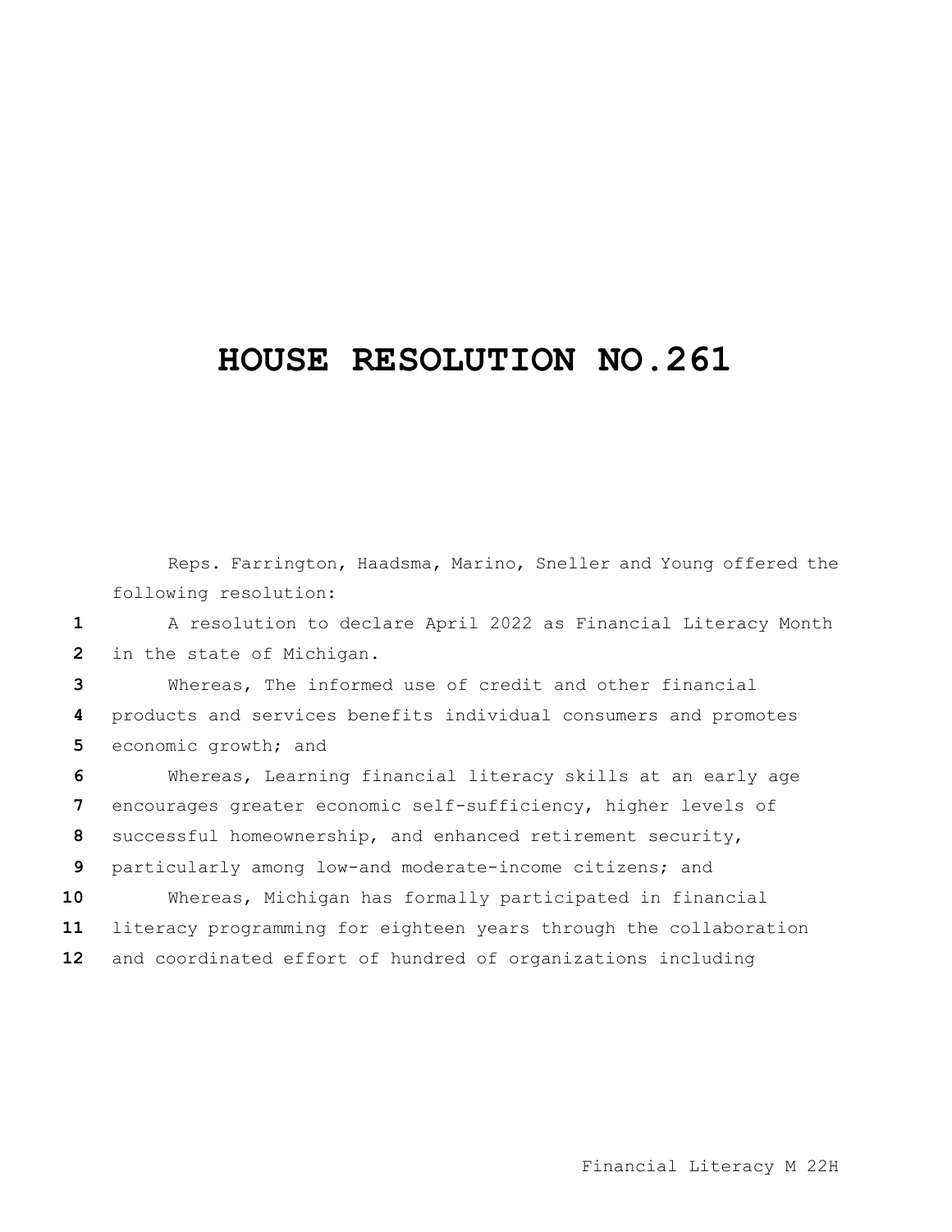# HOUSE RESOLUTION NO.261

Reps. Farrington, Haadsma, Marino, Sneller and Young offered the following resolution:

A resolution to declare April 2022 as Financial Literacy Month in the state of Michigan.

Whereas, The informed use of credit and other financial products and services benefits individual consumers and promotes economic growth; and

Whereas, Learning financial literacy skills at an early age encourages greater economic self-sufficiency, higher levels of successful homeownership, and enhanced retirement security, particularly among low-and moderate-income citizens; and

Whereas, Michigan has formally participated in financial literacy programming for eighteen years through the collaboration and coordinated effort of hundred of organizations including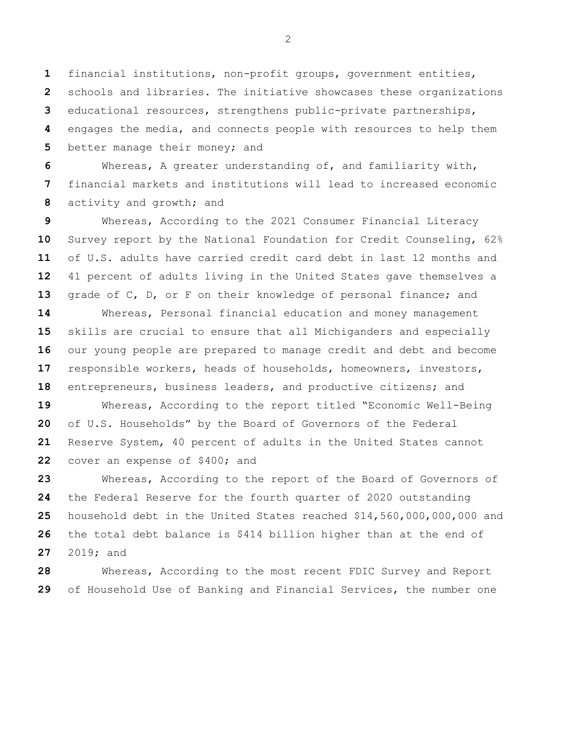financial institutions, non-profit groups, government entities, schools and libraries. The initiative showcases these organizations educational resources, strengthens public-private partnerships, engages the media, and connects people with resources to help them better manage their money; and

Whereas, A greater understanding of, and familiarity with, financial markets and institutions will lead to increased economic activity and growth; and

Whereas, According to the 2021 Consumer Financial Literacy Survey report by the National Foundation for Credit Counseling, 62% of U.S. adults have carried credit card debt in last 12 months and 41 percent of adults living in the United States gave themselves a grade of C, D, or F on their knowledge of personal finance; and

Whereas, Personal financial education and money management skills are crucial to ensure that all Michiganders and especially our young people are prepared to manage credit and debt and become responsible workers, heads of households, homeowners, investors, entrepreneurs, business leaders, and productive citizens; and

Whereas, According to the report titled "Economic Well-Being of U.S. Households" by the Board of Governors of the Federal Reserve System, 40 percent of adults in the United States cannot cover an expense of $400; and

Whereas, According to the report of the Board of Governors of the Federal Reserve for the fourth quarter of 2020 outstanding household debt in the United States reached $14,560,000,000,000 and the total debt balance is $414 billion higher than at the end of 2019; and

Whereas, According to the most recent FDIC Survey and Report of Household Use of Banking and Financial Services, the number one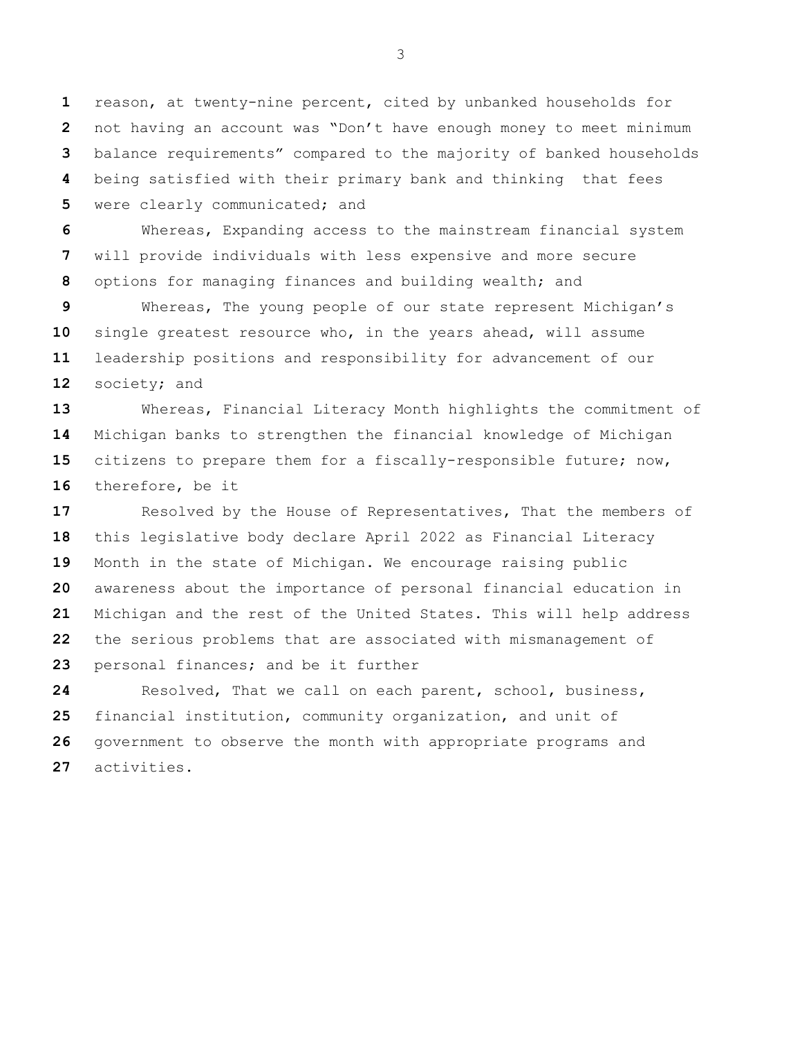reason, at twenty-nine percent, cited by unbanked households for not having an account was "Don't have enough money to meet minimum balance requirements" compared to the majority of banked households being satisfied with their primary bank and thinking that fees were clearly communicated; and

Whereas, Expanding access to the mainstream financial system will provide individuals with less expensive and more secure options for managing finances and building wealth; and

Whereas, The young people of our state represent Michigan's single greatest resource who, in the years ahead, will assume leadership positions and responsibility for advancement of our society; and

Whereas, Financial Literacy Month highlights the commitment of Michigan banks to strengthen the financial knowledge of Michigan citizens to prepare them for a fiscally-responsible future; now, therefore, be it

Resolved by the House of Representatives, That the members of this legislative body declare April 2022 as Financial Literacy Month in the state of Michigan. We encourage raising public awareness about the importance of personal financial education in Michigan and the rest of the United States. This will help address the serious problems that are associated with mismanagement of personal finances; and be it further

Resolved, That we call on each parent, school, business, financial institution, community organization, and unit of government to observe the month with appropriate programs and activities.